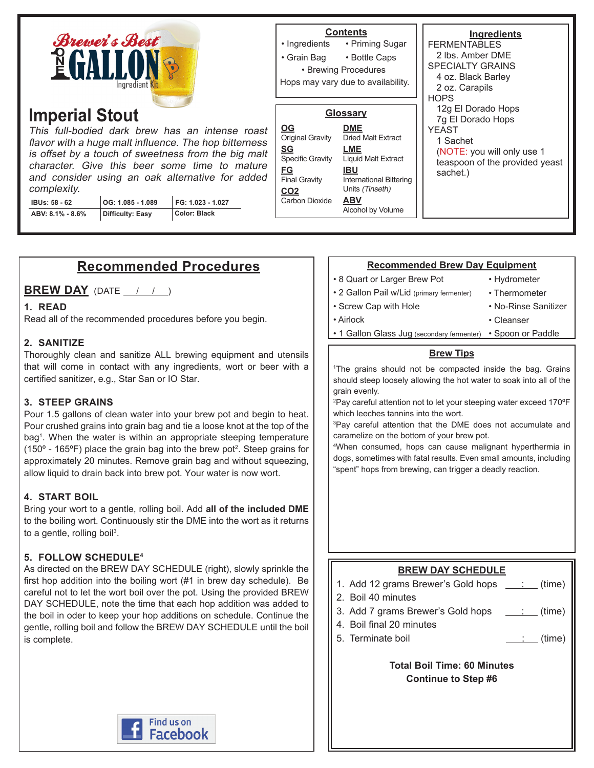Brewer's Best

ONE GALLON Ingredient Kit

# Imperial Stout

*This full-bodied dark brew has an intense roast flavor with a huge malt influence. The hop bitterness is offset by a touch of sweetness from the big malt character. Give this beer some time to mature and consider using an oak alternative for added complexity.*

| IBUs: 58 - 62 | OG: 1.085 - 1.089 | FG: 1.023 - 1.027 |
|---|---|---|
| ABV: 8.1% - 8.6% | Difficulty: Easy | Color: Black |

## Contents

- Ingredients
- Priming Sugar
- Grain Bag
- Bottle Caps
- Brewing Procedures

Hops may vary due to availability.

## Glossary

**OG** Original Gravity

**SG** Specific Gravity

**FG** Final Gravity

**$CO_2$** Carbon Dioxide

**DME** Dried Malt Extract

**LME** Liquid Malt Extract

**IBU** International Bittering Units *(Tinseth)*

**ABV** Alcohol by Volume

## Ingredients

FERMENTABLES
- 2 lbs. Amber DME

SPECIALTY GRAINS
- 4 oz. Black Barley
- 2 oz. Carapils

HOPS
- 12g El Dorado Hops
- 7g El Dorado Hops

YEAST
- 1 Sachet

(NOTE: you will only use 1 teaspoon of the provided yeast sachet.)

# Recommended Procedures

## BREW DAY (DATE ___/___/___)

### 1. READ

Read all of the recommended procedures before you begin.

### 2. SANITIZE

Thoroughly clean and sanitize ALL brewing equipment and utensils that will come in contact with any ingredients, wort or beer with a certified sanitizer, e.g., Star San or IO Star.

### 3. STEEP GRAINS

Pour 1.5 gallons of clean water into your brew pot and begin to heat. Pour crushed grains into grain bag and tie a loose knot at the top of the bag[1]. When the water is within an appropriate steeping temperature (150º - 165ºF) place the grain bag into the brew pot[2]. Steep grains for approximately 20 minutes. Remove grain bag and without squeezing, allow liquid to drain back into brew pot. Your water is now wort.

### 4. START BOIL

Bring your wort to a gentle, rolling boil. Add **all of the included DME** to the boiling wort. Continuously stir the DME into the wort as it returns to a gentle, rolling boil[3].

### 5. FOLLOW SCHEDULE[4]

As directed on the BREW DAY SCHEDULE (right), slowly sprinkle the first hop addition into the boiling wort (#1 in brew day schedule). Be careful not to let the wort boil over the pot. Using the provided BREW DAY SCHEDULE, note the time that each hop addition was added to the boil in oder to keep your hop additions on schedule. Continue the gentle, rolling boil and follow the BREW DAY SCHEDULE until the boil is complete.

Find us on Facebook

## Recommended Brew Day Equipment

- 8 Quart or Larger Brew Pot
- 2 Gallon Pail w/Lid (primary fermenter)
- Screw Cap with Hole
- Airlock
- 1 Gallon Glass Jug (secondary fermenter)
- Hydrometer
- Thermometer
- No-Rinse Sanitizer
- Cleanser
- Spoon or Paddle

## Brew Tips

[1]The grains should not be compacted inside the bag. Grains should steep loosely allowing the hot water to soak into all of the grain evenly.

[2]Pay careful attention not to let your steeping water exceed 170ºF which leeches tannins into the wort.

[3]Pay careful attention that the DME does not accumulate and caramelize on the bottom of your brew pot.

[4]When consumed, hops can cause malignant hyperthermia in dogs, sometimes with fatal results. Even small amounts, including "spent" hops from brewing, can trigger a deadly reaction.

## BREW DAY SCHEDULE

1. Add 12 grams Brewer's Gold hops ___:___ (time)
2. Boil 40 minutes
3. Add 7 grams Brewer's Gold hops ___:___ (time)
4. Boil final 20 minutes
5. Terminate boil ___:___ (time)

**Total Boil Time: 60 Minutes**
**Continue to Step #6**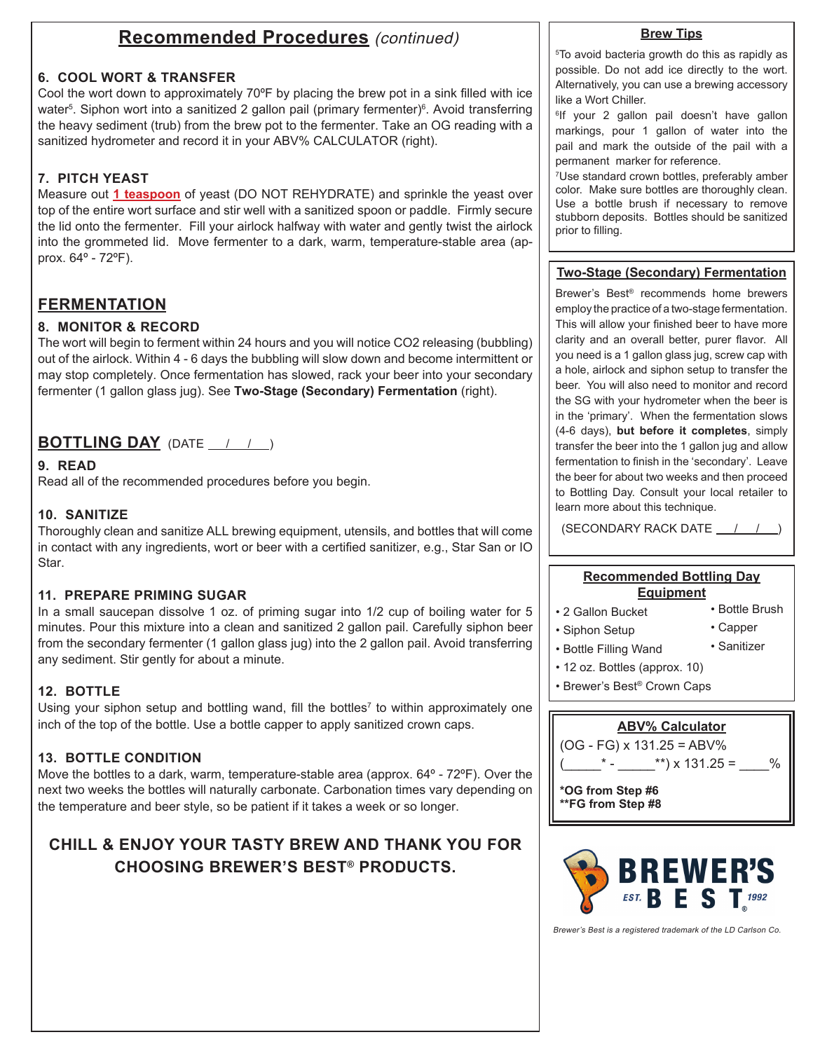## Recommended Procedures *(continued)*

### 6. COOL WORT & TRANSFER

Cool the wort down to approximately 70ºF by placing the brew pot in a sink filled with ice water[5]. Siphon wort into a sanitized 2 gallon pail (primary fermenter)[6]. Avoid transferring the heavy sediment (trub) from the brew pot to the fermenter. Take an OG reading with a sanitized hydrometer and record it in your ABV% CALCULATOR (right).

### 7. PITCH YEAST

Measure out **1 teaspoon** of yeast (DO NOT REHYDRATE) and sprinkle the yeast over top of the entire wort surface and stir well with a sanitized spoon or paddle. Firmly secure the lid onto the fermenter. Fill your airlock halfway with water and gently twist the airlock into the grommeted lid. Move fermenter to a dark, warm, temperature-stable area (approx. 64º - 72ºF).

## FERMENTATION

### 8. MONITOR & RECORD

The wort will begin to ferment within 24 hours and you will notice $CO_2$ releasing (bubbling) out of the airlock. Within 4 - 6 days the bubbling will slow down and become intermittent or may stop completely. Once fermentation has slowed, rack your beer into your secondary fermenter (1 gallon glass jug). See **Two-Stage (Secondary) Fermentation** (right).

## BOTTLING DAY (DATE __/__/__)

### 9. READ

Read all of the recommended procedures before you begin.

### 10. SANITIZE

Thoroughly clean and sanitize ALL brewing equipment, utensils, and bottles that will come in contact with any ingredients, wort or beer with a certified sanitizer, e.g., Star San or IO Star.

### 11. PREPARE PRIMING SUGAR

In a small saucepan dissolve 1 oz. of priming sugar into 1/2 cup of boiling water for 5 minutes. Pour this mixture into a clean and sanitized 2 gallon pail. Carefully siphon beer from the secondary fermenter (1 gallon glass jug) into the 2 gallon pail. Avoid transferring any sediment. Stir gently for about a minute.

### 12. BOTTLE

Using your siphon setup and bottling wand, fill the bottles[7] to within approximately one inch of the top of the bottle. Use a bottle capper to apply sanitized crown caps.

### 13. BOTTLE CONDITION

Move the bottles to a dark, warm, temperature-stable area (approx. 64º - 72ºF). Over the next two weeks the bottles will naturally carbonate. Carbonation times vary depending on the temperature and beer style, so be patient if it takes a week or so longer.

**CHILL & ENJOY YOUR TASTY BREW AND THANK YOU FOR CHOOSING BREWER'S BEST® PRODUCTS.**

### Brew Tips

[5]To avoid bacteria growth do this as rapidly as possible. Do not add ice directly to the wort. Alternatively, you can use a brewing accessory like a Wort Chiller.

[6]If your 2 gallon pail doesn't have gallon markings, pour 1 gallon of water into the pail and mark the outside of the pail with a permanent marker for reference.

[7]Use standard crown bottles, preferably amber color. Make sure bottles are thoroughly clean. Use a bottle brush if necessary to remove stubborn deposits. Bottles should be sanitized prior to filling.

### Two-Stage (Secondary) Fermentation

Brewer's Best® recommends home brewers employ the practice of a two-stage fermentation. This will allow your finished beer to have more clarity and an overall better, purer flavor. All you need is a 1 gallon glass jug, screw cap with a hole, airlock and siphon setup to transfer the beer. You will also need to monitor and record the SG with your hydrometer when the beer is in the 'primary'. When the fermentation slows (4-6 days), **but before it completes**, simply transfer the beer into the 1 gallon jug and allow fermentation to finish in the 'secondary'. Leave the beer for about two weeks and then proceed to Bottling Day. Consult your local retailer to learn more about this technique.

(SECONDARY RACK DATE __/__/__)

### Recommended Bottling Day Equipment

- 2 Gallon Bucket
- Siphon Setup
- Bottle Filling Wand
- 12 oz. Bottles (approx. 10)
- Brewer's Best® Crown Caps
- Bottle Brush
- Capper
- Sanitizer

### ABV% Calculator

(OG - FG) x 131.25 = ABV%

(_____* - _____**) x 131.25 = ____%

**\*OG from Step #6**
**\*\*FG from Step #8**

BREWER'S BEST EST. 1992 ®

*Brewer's Best is a registered trademark of the LD Carlson Co.*